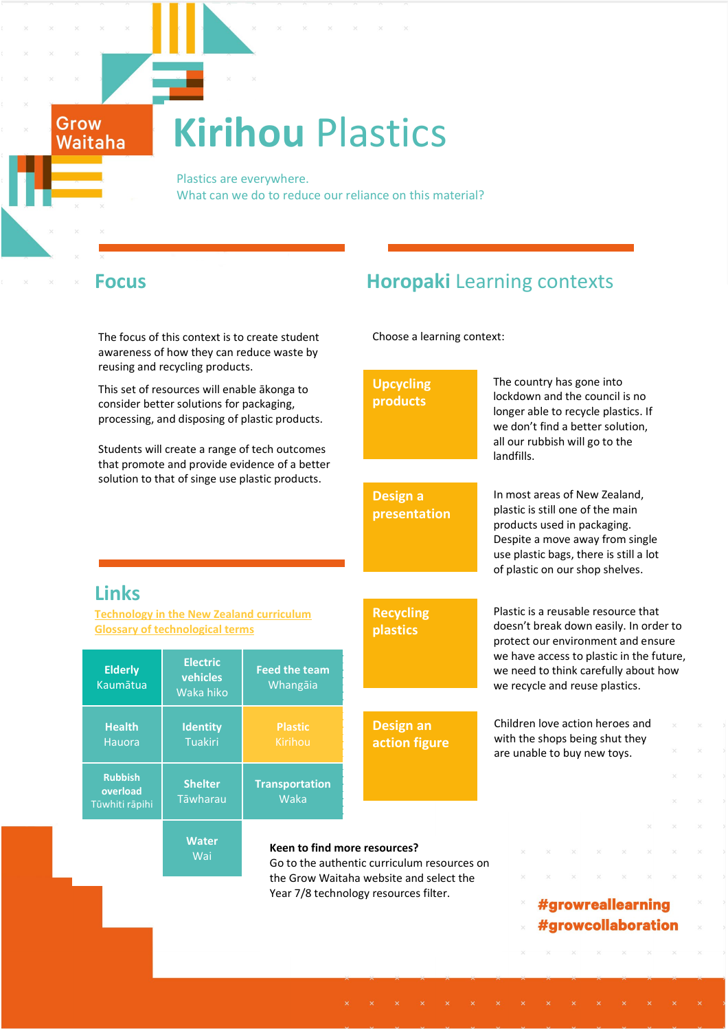Grow Waitaha

# Kirihou Plastics

Plastics are everywhere.
What can we do to reduce our reliance on this material?

## Focus

The focus of this context is to create student awareness of how they can reduce waste by reusing and recycling products.

This set of resources will enable ākonga to consider better solutions for packaging, processing, and disposing of plastic products.

Students will create a range of tech outcomes that promote and provide evidence of a better solution to that of singe use plastic products.

## Links

[Technology in the New Zealand curriculum](#)
[Glossary of technological terms](#)

| | | |
|---|---|---|
| **Elderly** Kaumātua | **Electric vehicles** Waka hiko | **Feed the team** Whangāia |
| **Health** Hauora | **Identity** Tuakiri | **Plastic** Kirihou |
| **Rubbish overload** Tūwhiti rāpihi | **Shelter** Tāwharau | **Transportation** Waka |
| | **Water** Wai | |

## Horopaki Learning contexts

Choose a learning context:

| Context | Description |
|---|---|
| **Upcycling products** | The country has gone into lockdown and the council is no longer able to recycle plastics. If we don't find a better solution, all our rubbish will go to the landfills. |
| **Design a presentation** | In most areas of New Zealand, plastic is still one of the main products used in packaging. Despite a move away from single use plastic bags, there is still a lot of plastic on our shop shelves. |
| **Recycling plastics** | Plastic is a reusable resource that doesn't break down easily. In order to protect our environment and ensure we have access to plastic in the future, we need to think carefully about how we recycle and reuse plastics. |
| **Design an action figure** | Children love action heroes and with the shops being shut they are unable to buy new toys. |

**Keen to find more resources?**
Go to the authentic curriculum resources on the Grow Waitaha website and select the Year 7/8 technology resources filter.

**#growreallearning**
**#growcollaboration**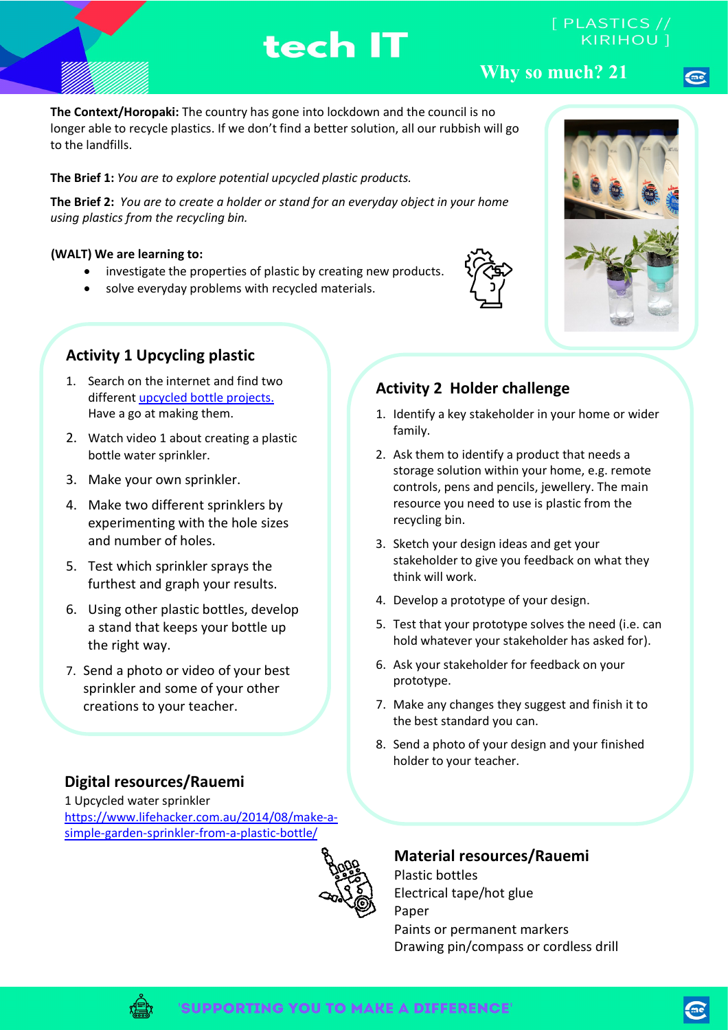# tech IT

[ PLASTICS // KIRIHOU ]

## Why so much? 21

**The Context/Horopaki:** The country has gone into lockdown and the council is no longer able to recycle plastics. If we don't find a better solution, all our rubbish will go to the landfills.

**The Brief 1:** *You are to explore potential upcycled plastic products.*

**The Brief 2:** *You are to create a holder or stand for an everyday object in your home using plastics from the recycling bin.*

**(WALT) We are learning to:**

- investigate the properties of plastic by creating new products.
- solve everyday problems with recycled materials.

## Activity 1 Upcycling plastic

1. Search on the internet and find two different upcycled bottle projects. Have a go at making them.
2. Watch video 1 about creating a plastic bottle water sprinkler.
3. Make your own sprinkler.
4. Make two different sprinklers by experimenting with the hole sizes and number of holes.
5. Test which sprinkler sprays the furthest and graph your results.
6. Using other plastic bottles, develop a stand that keeps your bottle up the right way.
7. Send a photo or video of your best sprinkler and some of your other creations to your teacher.

## Activity 2 Holder challenge

1. Identify a key stakeholder in your home or wider family.
2. Ask them to identify a product that needs a storage solution within your home, e.g. remote controls, pens and pencils, jewellery. The main resource you need to use is plastic from the recycling bin.
3. Sketch your design ideas and get your stakeholder to give you feedback on what they think will work.
4. Develop a prototype of your design.
5. Test that your prototype solves the need (i.e. can hold whatever your stakeholder has asked for).
6. Ask your stakeholder for feedback on your prototype.
7. Make any changes they suggest and finish it to the best standard you can.
8. Send a photo of your design and your finished holder to your teacher.

## Digital resources/Rauemi

1 Upcycled water sprinkler
https://www.lifehacker.com.au/2014/08/make-a-simple-garden-sprinkler-from-a-plastic-bottle/

## Material resources/Rauemi

Plastic bottles
Electrical tape/hot glue
Paper
Paints or permanent markers
Drawing pin/compass or cordless drill

'SUPPORTING YOU TO MAKE A DIFFERENCE'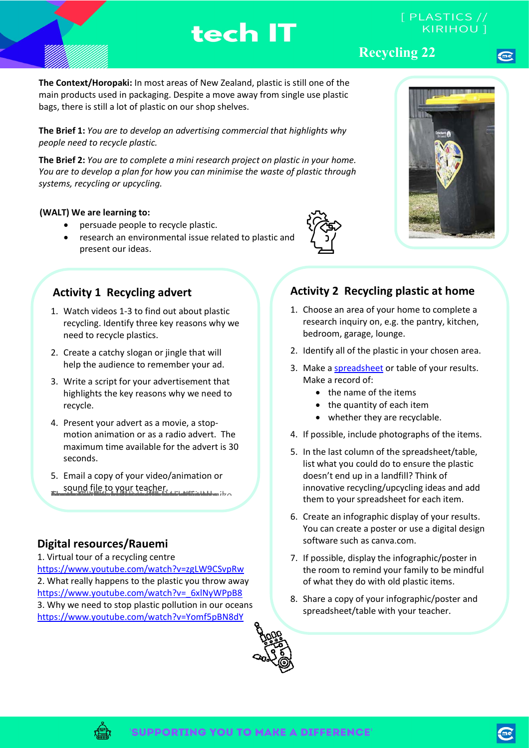# tech IT

[ PLASTICS // KIRIHOU ]

## Recycling 22

**The Context/Horopaki:** In most areas of New Zealand, plastic is still one of the main products used in packaging. Despite a move away from single use plastic bags, there is still a lot of plastic on our shop shelves.

**The Brief 1:** *You are to develop an advertising commercial that highlights why people need to recycle plastic.*

**The Brief 2:** *You are to complete a mini research project on plastic in your home. You are to develop a plan for how you can minimise the waste of plastic through systems, recycling or upcycling.*

**(WALT) We are learning to:**

- persuade people to recycle plastic.
- research an environmental issue related to plastic and present our ideas.

### Activity 1 Recycling advert

1. Watch videos 1-3 to find out about plastic recycling. Identify three key reasons why we need to recycle plastics.
2. Create a catchy slogan or jingle that will help the audience to remember your ad.
3. Write a script for your advertisement that highlights the key reasons why we need to recycle.
4. Present your advert as a movie, a stop-motion animation or as a radio advert. The maximum time available for the advert is 30 seconds.
5. Email a copy of your video/animation or sound file to your teacher.

### Activity 2 Recycling plastic at home

1. Choose an area of your home to complete a research inquiry on, e.g. the pantry, kitchen, bedroom, garage, lounge.
2. Identify all of the plastic in your chosen area.
3. Make a spreadsheet or table of your results. Make a record of:
   - the name of the items
   - the quantity of each item
   - whether they are recyclable.
4. If possible, include photographs of the items.
5. In the last column of the spreadsheet/table, list what you could do to ensure the plastic doesn't end up in a landfill? Think of innovative recycling/upcycling ideas and add them to your spreadsheet for each item.
6. Create an infographic display of your results. You can create a poster or use a digital design software such as canva.com.
7. If possible, display the infographic/poster in the room to remind your family to be mindful of what they do with old plastic items.
8. Share a copy of your infographic/poster and spreadsheet/table with your teacher.

## Digital resources/Rauemi

1. Virtual tour of a recycling centre
https://www.youtube.com/watch?v=zgLW9CSvpRw
2. What really happens to the plastic you throw away
https://www.youtube.com/watch?v=_6xlNyWPpB8
3. Why we need to stop plastic pollution in our oceans
https://www.youtube.com/watch?v=Yomf5pBN8dY

'SUPPORTING YOU TO MAKE A DIFFERENCE'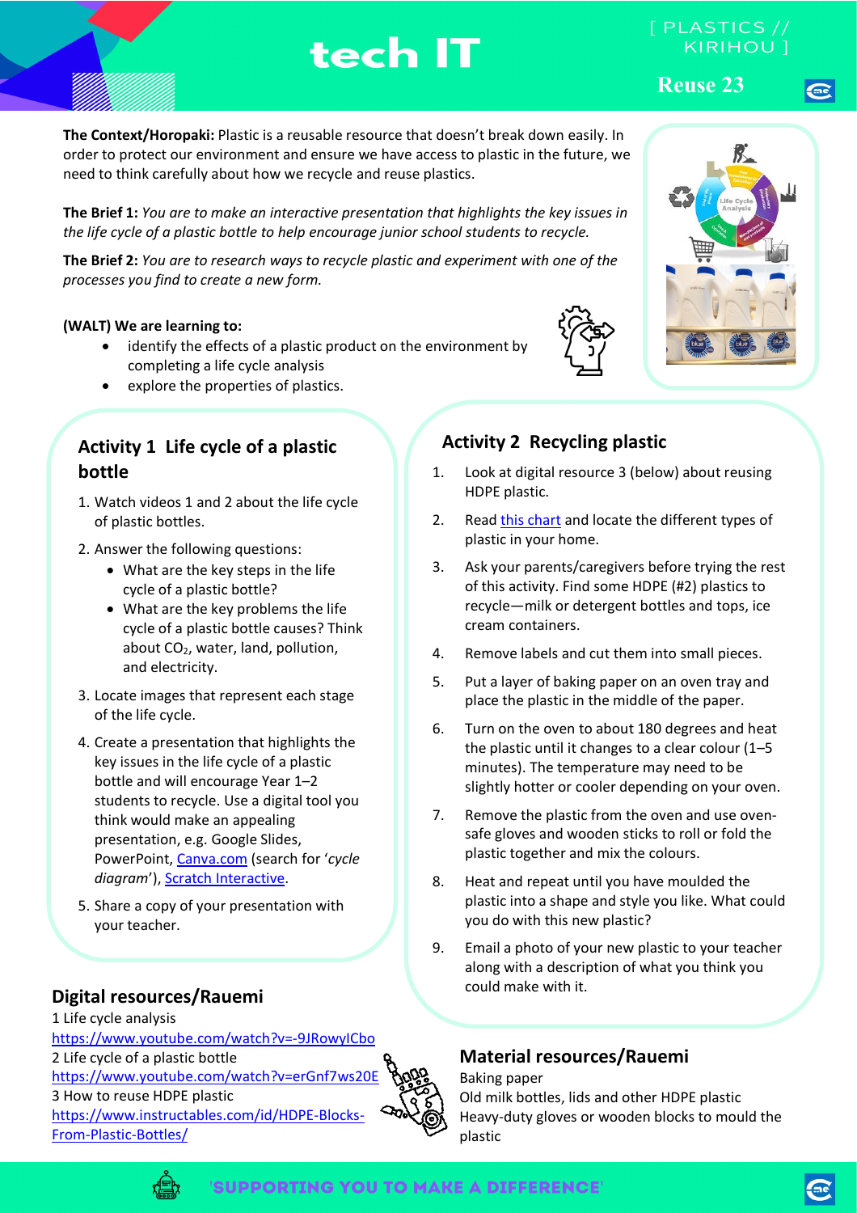# tech IT

[ PLASTICS // KIRIHOU ]

Reuse 23

**The Context/Horopaki:** Plastic is a reusable resource that doesn't break down easily. In order to protect our environment and ensure we have access to plastic in the future, we need to think carefully about how we recycle and reuse plastics.

**The Brief 1:** *You are to make an interactive presentation that highlights the key issues in the life cycle of a plastic bottle to help encourage junior school students to recycle.*

**The Brief 2:** *You are to research ways to recycle plastic and experiment with one of the processes you find to create a new form.*

**(WALT) We are learning to:**

- identify the effects of a plastic product on the environment by completing a life cycle analysis
- explore the properties of plastics.

## Activity 1 Life cycle of a plastic bottle

1. Watch videos 1 and 2 about the life cycle of plastic bottles.
2. Answer the following questions:
   - What are the key steps in the life cycle of a plastic bottle?
   - What are the key problems the life cycle of a plastic bottle causes? Think about $CO_2$, water, land, pollution, and electricity.
3. Locate images that represent each stage of the life cycle.
4. Create a presentation that highlights the key issues in the life cycle of a plastic bottle and will encourage Year 1–2 students to recycle. Use a digital tool you think would make an appealing presentation, e.g. Google Slides, PowerPoint, Canva.com (search for '*cycle diagram*'), Scratch Interactive.
5. Share a copy of your presentation with your teacher.

## Activity 2 Recycling plastic

1. Look at digital resource 3 (below) about reusing HDPE plastic.
2. Read this chart and locate the different types of plastic in your home.
3. Ask your parents/caregivers before trying the rest of this activity. Find some HDPE (#2) plastics to recycle—milk or detergent bottles and tops, ice cream containers.
4. Remove labels and cut them into small pieces.
5. Put a layer of baking paper on an oven tray and place the plastic in the middle of the paper.
6. Turn on the oven to about 180 degrees and heat the plastic until it changes to a clear colour (1–5 minutes). The temperature may need to be slightly hotter or cooler depending on your oven.
7. Remove the plastic from the oven and use oven-safe gloves and wooden sticks to roll or fold the plastic together and mix the colours.
8. Heat and repeat until you have moulded the plastic into a shape and style you like. What could you do with this new plastic?
9. Email a photo of your new plastic to your teacher along with a description of what you think you could make with it.

## Digital resources/Rauemi

1 Life cycle analysis
https://www.youtube.com/watch?v=-9JRowylCbo
2 Life cycle of a plastic bottle
https://www.youtube.com/watch?v=erGnf7ws20E
3 How to reuse HDPE plastic
https://www.instructables.com/id/HDPE-Blocks-From-Plastic-Bottles/

## Material resources/Rauemi

Baking paper
Old milk bottles, lids and other HDPE plastic
Heavy-duty gloves or wooden blocks to mould the plastic

'SUPPORTING YOU TO MAKE A DIFFERENCE'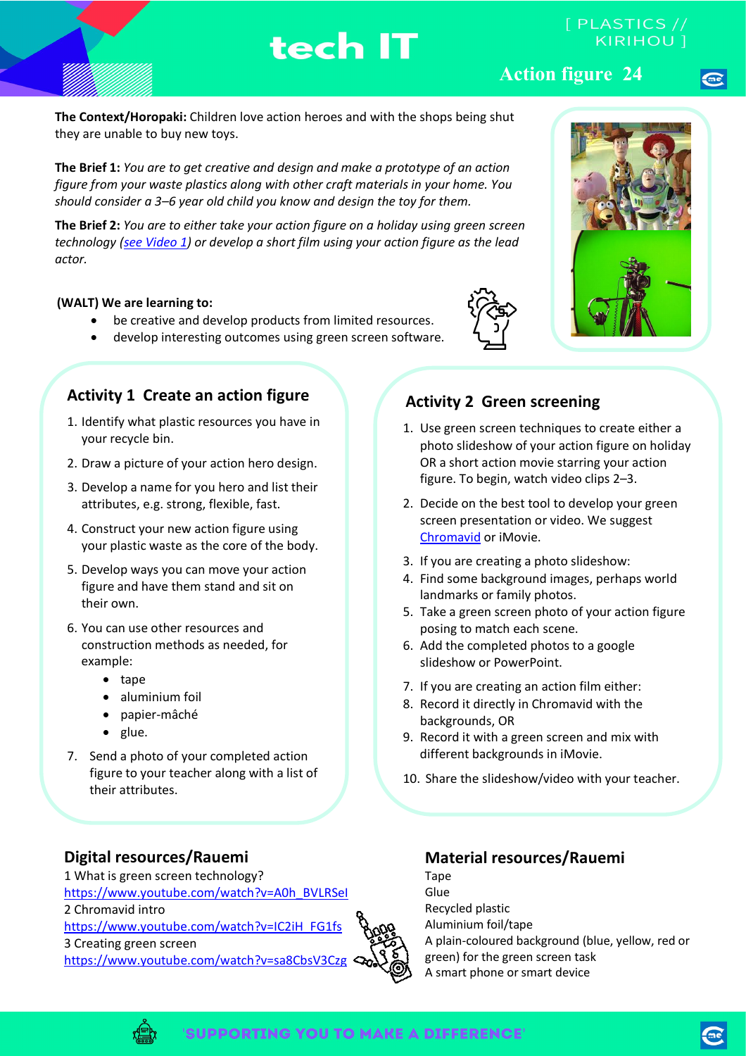# tech IT

[ PLASTICS // KIRIHOU ]

## Action figure 24

**The Context/Horopaki:** Children love action heroes and with the shops being shut they are unable to buy new toys.

**The Brief 1:** *You are to get creative and design and make a prototype of an action figure from your waste plastics along with other craft materials in your home. You should consider a 3–6 year old child you know and design the toy for them.*

**The Brief 2:** *You are to either take your action figure on a holiday using green screen technology (see Video 1) or develop a short film using your action figure as the lead actor.*

**(WALT) We are learning to:**

- be creative and develop products from limited resources.
- develop interesting outcomes using green screen software.

### Activity 1 Create an action figure

1. Identify what plastic resources you have in your recycle bin.
2. Draw a picture of your action hero design.
3. Develop a name for you hero and list their attributes, e.g. strong, flexible, fast.
4. Construct your new action figure using your plastic waste as the core of the body.
5. Develop ways you can move your action figure and have them stand and sit on their own.
6. You can use other resources and construction methods as needed, for example:
   - tape
   - aluminium foil
   - papier-mâché
   - glue.
7. Send a photo of your completed action figure to your teacher along with a list of their attributes.

### Activity 2 Green screening

1. Use green screen techniques to create either a photo slideshow of your action figure on holiday OR a short action movie starring your action figure. To begin, watch video clips 2–3.
2. Decide on the best tool to develop your green screen presentation or video. We suggest Chromavid or iMovie.
3. If you are creating a photo slideshow:
4. Find some background images, perhaps world landmarks or family photos.
5. Take a green screen photo of your action figure posing to match each scene.
6. Add the completed photos to a google slideshow or PowerPoint.
7. If you are creating an action film either:
8. Record it directly in Chromavid with the backgrounds, OR
9. Record it with a green screen and mix with different backgrounds in iMovie.
10. Share the slideshow/video with your teacher.

### Digital resources/Rauemi

1 What is green screen technology?
https://www.youtube.com/watch?v=A0h_BVLRSeI

2 Chromavid intro
https://www.youtube.com/watch?v=IC2iH_FG1fs

3 Creating green screen
https://www.youtube.com/watch?v=sa8CbsV3Czg

### Material resources/Rauemi

Tape
Glue
Recycled plastic
Aluminium foil/tape
A plain-coloured background (blue, yellow, red or green) for the green screen task
A smart phone or smart device

'SUPPORTING YOU TO MAKE A DIFFERENCE'